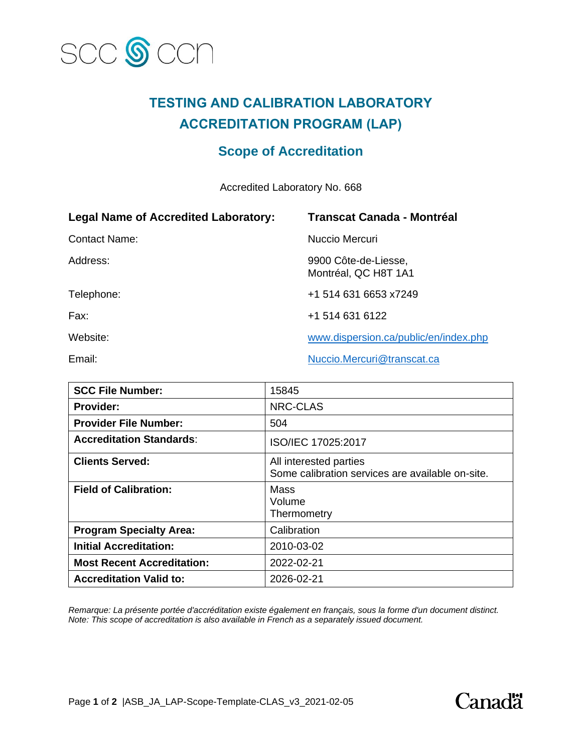# TESTING AND CALIBRATION LABORATORY ACCREDITATION PROGRAM (LAP)

## Scope of Accreditation

Accredited Laboratory No. 668

**Legal Name of Accredited Laboratory:** **Transcat Canada - Montréal**

Contact Name: Nuccio Mercuri

Address: 9900 Côte-de-Liesse,
Montréal, QC H8T 1A1

Telephone: +1 514 631 6653 x7249

Fax: +1 514 631 6122

Website: www.dispersion.ca/public/en/index.php

Email: Nuccio.Mercuri@transcat.ca

| | |
|---|---|
| **SCC File Number:** | 15845 |
| **Provider:** | NRC-CLAS |
| **Provider File Number:** | 504 |
| **Accreditation Standards**: | ISO/IEC 17025:2017 |
| **Clients Served:** | All interested parties<br>Some calibration services are available on-site. |
| **Field of Calibration:** | Mass<br>Volume<br>Thermometry |
| **Program Specialty Area:** | Calibration |
| **Initial Accreditation:** | 2010-03-02 |
| **Most Recent Accreditation:** | 2022-02-21 |
| **Accreditation Valid to:** | 2026-02-21 |

*Remarque: La présente portée d'accréditation existe également en français, sous la forme d'un document distinct.*
*Note: This scope of accreditation is also available in French as a separately issued document.*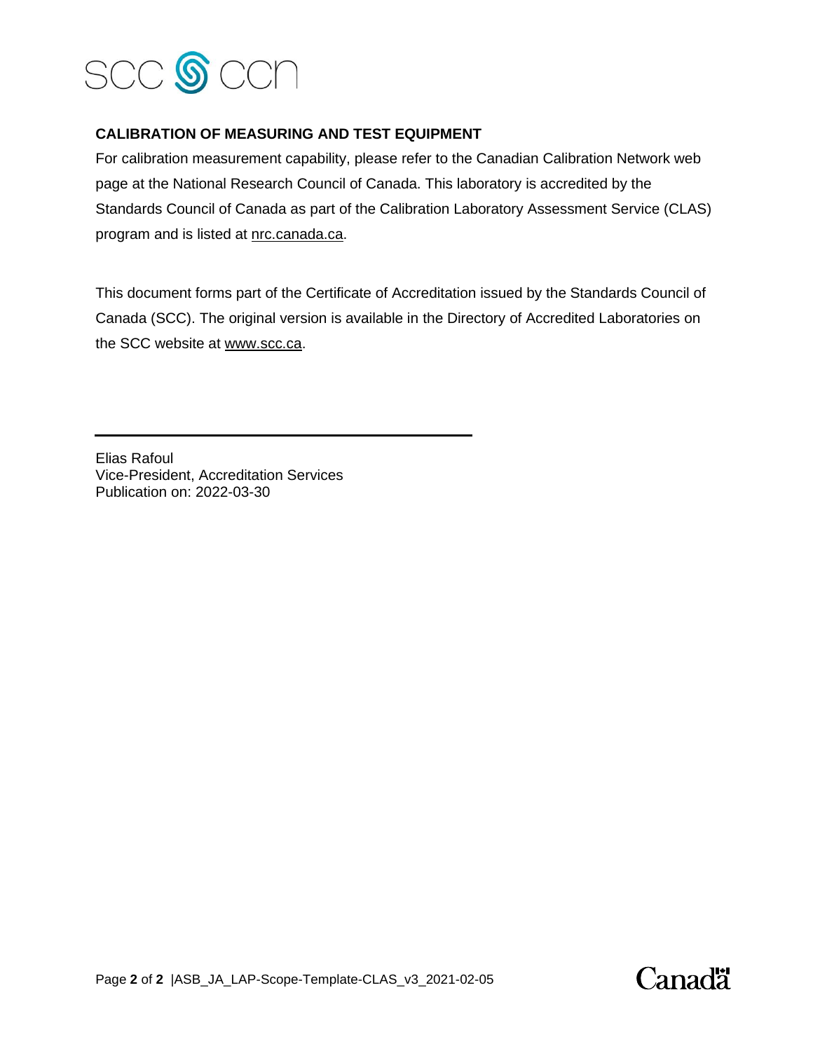## CALIBRATION OF MEASURING AND TEST EQUIPMENT

For calibration measurement capability, please refer to the Canadian Calibration Network web page at the National Research Council of Canada. This laboratory is accredited by the Standards Council of Canada as part of the Calibration Laboratory Assessment Service (CLAS) program and is listed at nrc.canada.ca.

This document forms part of the Certificate of Accreditation issued by the Standards Council of Canada (SCC). The original version is available in the Directory of Accredited Laboratories on the SCC website at www.scc.ca.

---

Elias Rafoul
Vice-President, Accreditation Services
Publication on: 2022-03-30